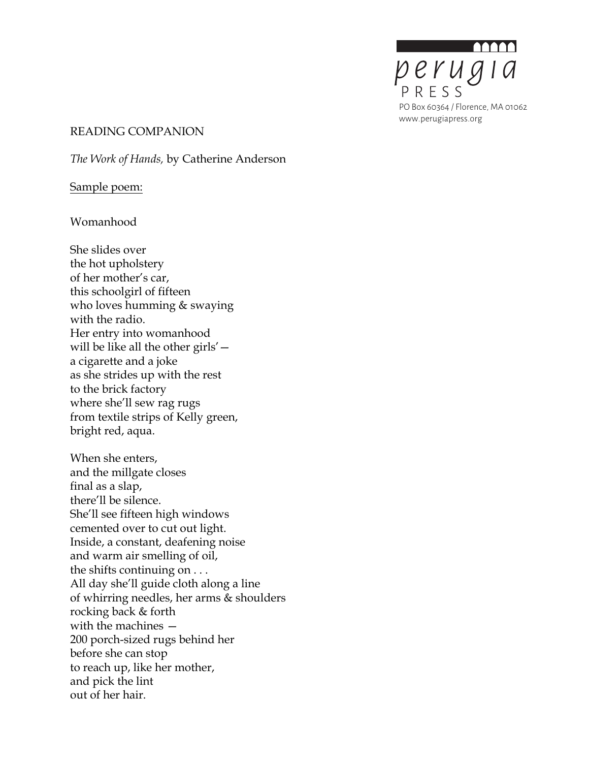perugia PRESS
PO Box 60364 / Florence, MA 01062
www.perugiapress.org

READING COMPANION

*The Work of Hands,* by Catherine Anderson

Sample poem:

Womanhood

She slides over  
the hot upholstery  
of her mother's car,  
this schoolgirl of fifteen  
who loves humming & swaying  
with the radio.  
Her entry into womanhood  
will be like all the other girls'—  
a cigarette and a joke  
as she strides up with the rest  
to the brick factory  
where she'll sew rag rugs  
from textile strips of Kelly green,  
bright red, aqua.

When she enters,  
and the millgate closes  
final as a slap,  
there'll be silence.  
She'll see fifteen high windows  
cemented over to cut out light.  
Inside, a constant, deafening noise  
and warm air smelling of oil,  
the shifts continuing on . . .  
All day she'll guide cloth along a line  
of whirring needles, her arms & shoulders  
rocking back & forth  
with the machines —  
200 porch-sized rugs behind her  
before she can stop  
to reach up, like her mother,  
and pick the lint  
out of her hair.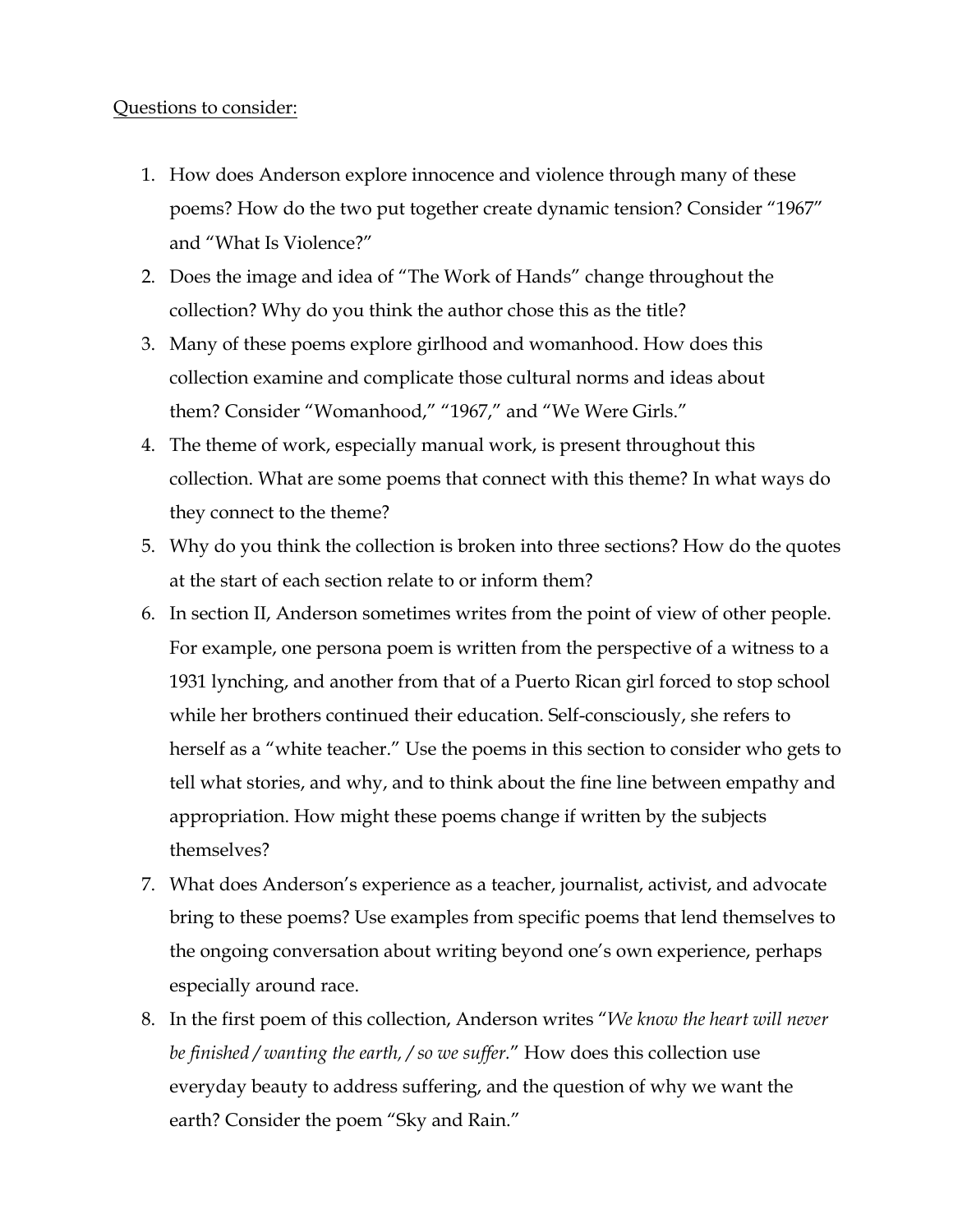<u>Questions to consider:</u>

1. How does Anderson explore innocence and violence through many of these poems? How do the two put together create dynamic tension? Consider "1967" and "What Is Violence?"
2. Does the image and idea of "The Work of Hands" change throughout the collection? Why do you think the author chose this as the title?
3. Many of these poems explore girlhood and womanhood. How does this collection examine and complicate those cultural norms and ideas about them? Consider "Womanhood," "1967," and "We Were Girls."
4. The theme of work, especially manual work, is present throughout this collection. What are some poems that connect with this theme? In what ways do they connect to the theme?
5. Why do you think the collection is broken into three sections? How do the quotes at the start of each section relate to or inform them?
6. In section II, Anderson sometimes writes from the point of view of other people. For example, one persona poem is written from the perspective of a witness to a 1931 lynching, and another from that of a Puerto Rican girl forced to stop school while her brothers continued their education. Self-consciously, she refers to herself as a "white teacher." Use the poems in this section to consider who gets to tell what stories, and why, and to think about the fine line between empathy and appropriation. How might these poems change if written by the subjects themselves?
7. What does Anderson's experience as a teacher, journalist, activist, and advocate bring to these poems? Use examples from specific poems that lend themselves to the ongoing conversation about writing beyond one's own experience, perhaps especially around race.
8. In the first poem of this collection, Anderson writes "*We know the heart will never be finished / wanting the earth, / so we suffer.*" How does this collection use everyday beauty to address suffering, and the question of why we want the earth? Consider the poem "Sky and Rain."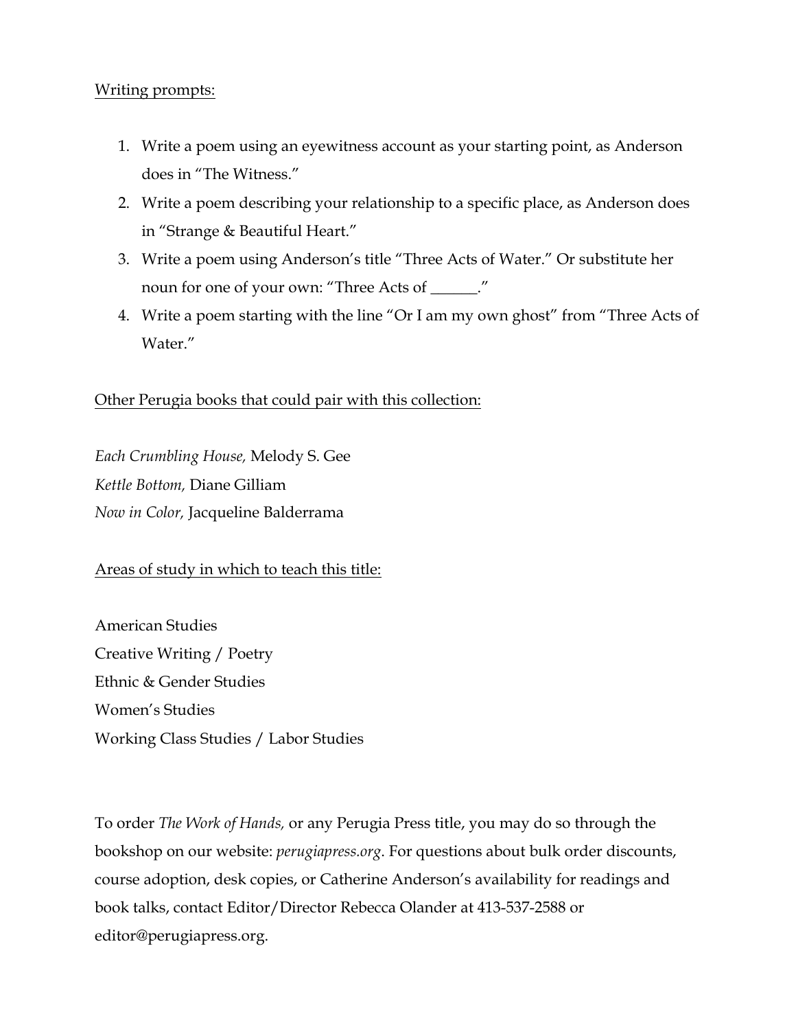Writing prompts:

1. Write a poem using an eyewitness account as your starting point, as Anderson does in "The Witness."
2. Write a poem describing your relationship to a specific place, as Anderson does in "Strange & Beautiful Heart."
3. Write a poem using Anderson's title "Three Acts of Water." Or substitute her noun for one of your own: "Three Acts of ______."
4. Write a poem starting with the line "Or I am my own ghost" from "Three Acts of Water."

Other Perugia books that could pair with this collection:

*Each Crumbling House,* Melody S. Gee
*Kettle Bottom,* Diane Gilliam
*Now in Color,* Jacqueline Balderrama

Areas of study in which to teach this title:

American Studies
Creative Writing / Poetry
Ethnic & Gender Studies
Women's Studies
Working Class Studies / Labor Studies

To order *The Work of Hands,* or any Perugia Press title, you may do so through the bookshop on our website: *perugiapress.org*. For questions about bulk order discounts, course adoption, desk copies, or Catherine Anderson's availability for readings and book talks, contact Editor/Director Rebecca Olander at 413-537-2588 or editor@perugiapress.org.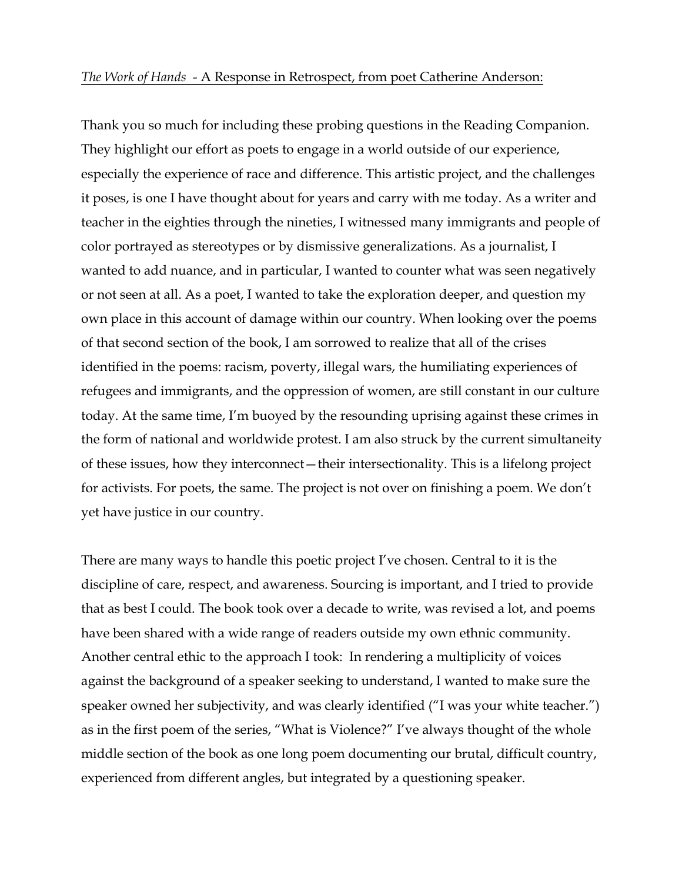<u>*The Work of Hands* - A Response in Retrospect, from poet Catherine Anderson:</u>

Thank you so much for including these probing questions in the Reading Companion. They highlight our effort as poets to engage in a world outside of our experience, especially the experience of race and difference. This artistic project, and the challenges it poses, is one I have thought about for years and carry with me today. As a writer and teacher in the eighties through the nineties, I witnessed many immigrants and people of color portrayed as stereotypes or by dismissive generalizations. As a journalist, I wanted to add nuance, and in particular, I wanted to counter what was seen negatively or not seen at all. As a poet, I wanted to take the exploration deeper, and question my own place in this account of damage within our country. When looking over the poems of that second section of the book, I am sorrowed to realize that all of the crises identified in the poems: racism, poverty, illegal wars, the humiliating experiences of refugees and immigrants, and the oppression of women, are still constant in our culture today. At the same time, I'm buoyed by the resounding uprising against these crimes in the form of national and worldwide protest. I am also struck by the current simultaneity of these issues, how they interconnect—their intersectionality. This is a lifelong project for activists. For poets, the same. The project is not over on finishing a poem. We don't yet have justice in our country.

There are many ways to handle this poetic project I've chosen. Central to it is the discipline of care, respect, and awareness. Sourcing is important, and I tried to provide that as best I could. The book took over a decade to write, was revised a lot, and poems have been shared with a wide range of readers outside my own ethnic community. Another central ethic to the approach I took: In rendering a multiplicity of voices against the background of a speaker seeking to understand, I wanted to make sure the speaker owned her subjectivity, and was clearly identified ("I was your white teacher.") as in the first poem of the series, "What is Violence?" I've always thought of the whole middle section of the book as one long poem documenting our brutal, difficult country, experienced from different angles, but integrated by a questioning speaker.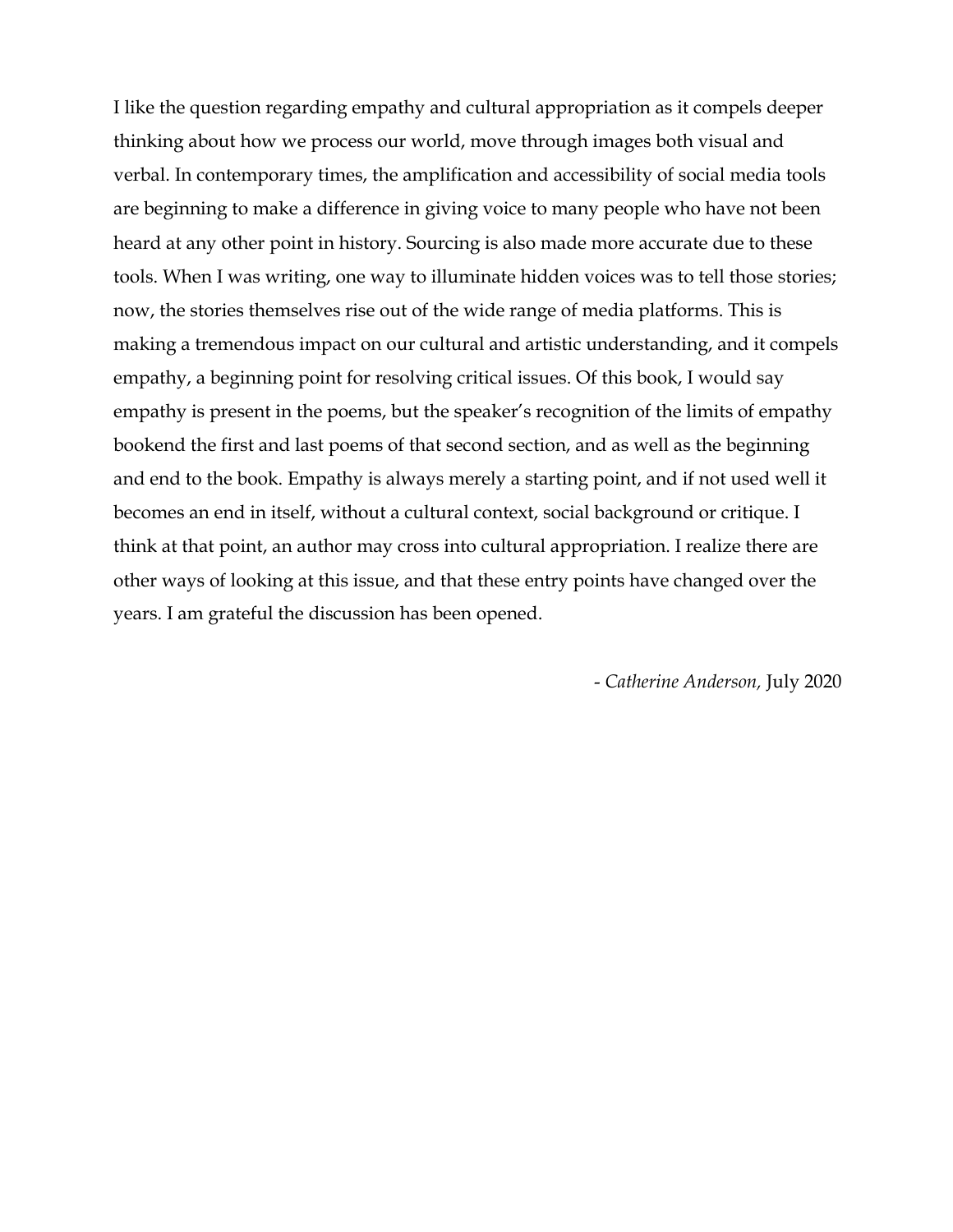I like the question regarding empathy and cultural appropriation as it compels deeper thinking about how we process our world, move through images both visual and verbal. In contemporary times, the amplification and accessibility of social media tools are beginning to make a difference in giving voice to many people who have not been heard at any other point in history. Sourcing is also made more accurate due to these tools. When I was writing, one way to illuminate hidden voices was to tell those stories; now, the stories themselves rise out of the wide range of media platforms. This is making a tremendous impact on our cultural and artistic understanding, and it compels empathy, a beginning point for resolving critical issues. Of this book, I would say empathy is present in the poems, but the speaker's recognition of the limits of empathy bookend the first and last poems of that second section, and as well as the beginning and end to the book. Empathy is always merely a starting point, and if not used well it becomes an end in itself, without a cultural context, social background or critique. I think at that point, an author may cross into cultural appropriation. I realize there are other ways of looking at this issue, and that these entry points have changed over the years. I am grateful the discussion has been opened.

- *Catherine Anderson,* July 2020